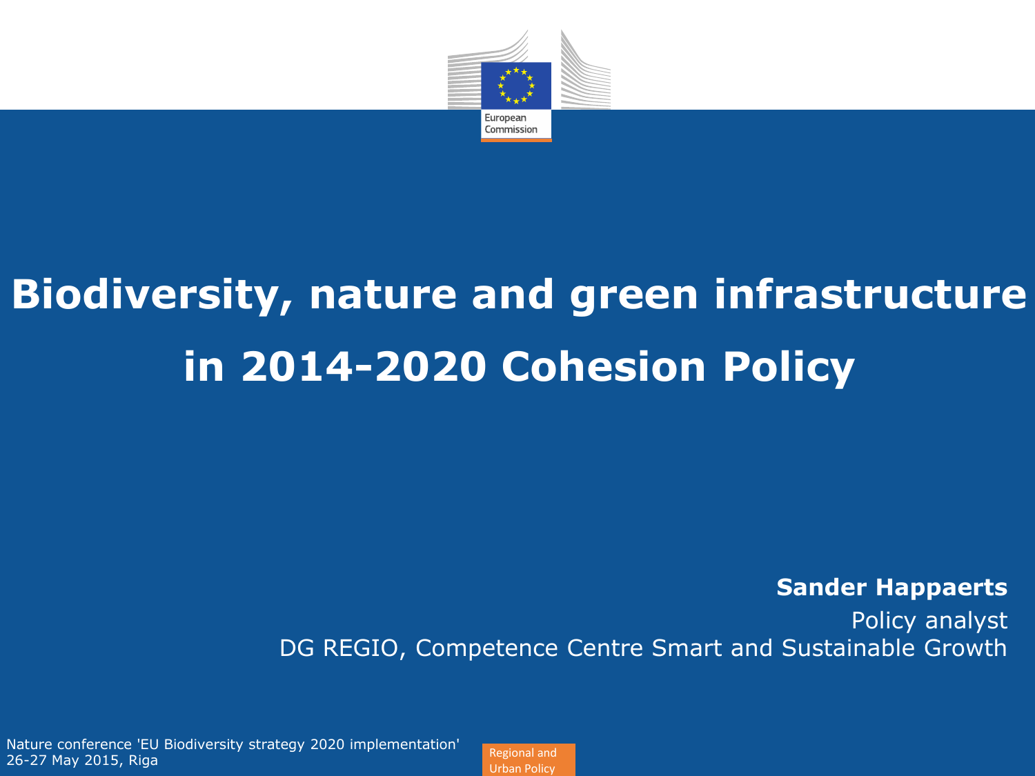European Commission

# Biodiversity, nature and green infrastructure in 2014-2020 Cohesion Policy

**Sander Happaerts**

Policy analyst

DG REGIO, Competence Centre Smart and Sustainable Growth

Nature conference 'EU Biodiversity strategy 2020 implementation'
26-27 May 2015, Riga

Regional and Urban Policy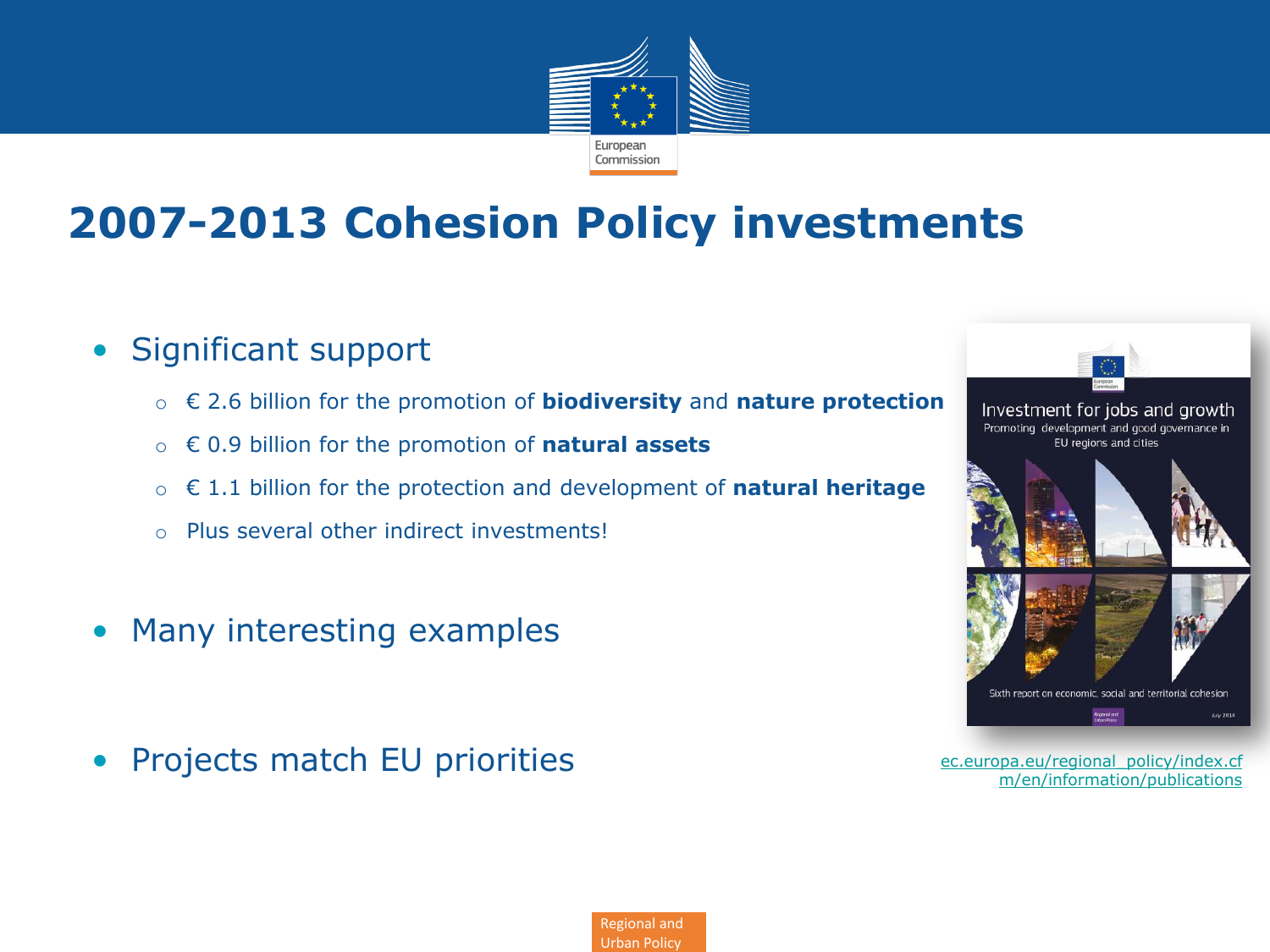# 2007-2013 Cohesion Policy investments

- Significant support
  - € 2.6 billion for the promotion of **biodiversity** and **nature protection**
  - € 0.9 billion for the promotion of **natural assets**
  - € 1.1 billion for the protection and development of **natural heritage**
  - Plus several other indirect investments!
- Many interesting examples
- Projects match EU priorities

Investment for jobs and growth
Promoting development and good governance in EU regions and cities
Sixth report on economic, social and territorial cohesion

ec.europa.eu/regional_policy/index.cfm/en/information/publications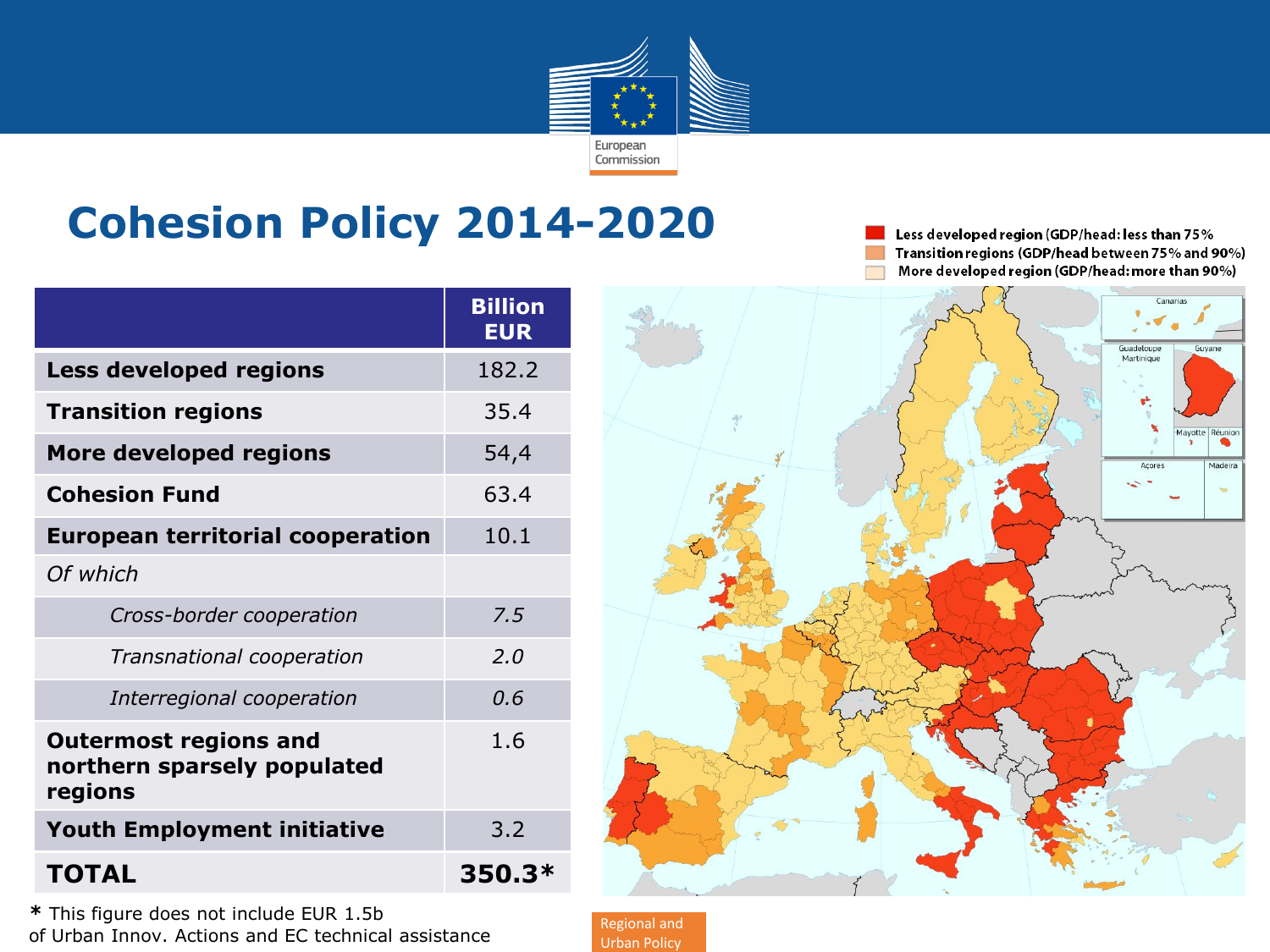# Cohesion Policy 2014-2020

| | Billion EUR |
|---|---|
| **Less developed regions** | 182.2 |
| **Transition regions** | 35.4 |
| **More developed regions** | 54,4 |
| **Cohesion Fund** | 63.4 |
| **European territorial cooperation** | 10.1 |
| *Of which* | |
| *Cross-border cooperation* | *7.5* |
| *Transnational cooperation* | *2.0* |
| *Interregional cooperation* | *0.6* |
| **Outermost regions and northern sparsely populated regions** | 1.6 |
| **Youth Employment initiative** | 3.2 |
| **TOTAL** | **350.3*** |

**\*** This figure does not include EUR 1.5b of Urban Innov. Actions and EC technical assistance

Less developed region (GDP/head: less than 75%)
Transition regions (GDP/head between 75% and 90%)
More developed region (GDP/head: more than 90%)

Canarias; Guadeloupe Martinique; Guyane; Mayotte; Réunion; Açores; Madeira

Regional and Urban Policy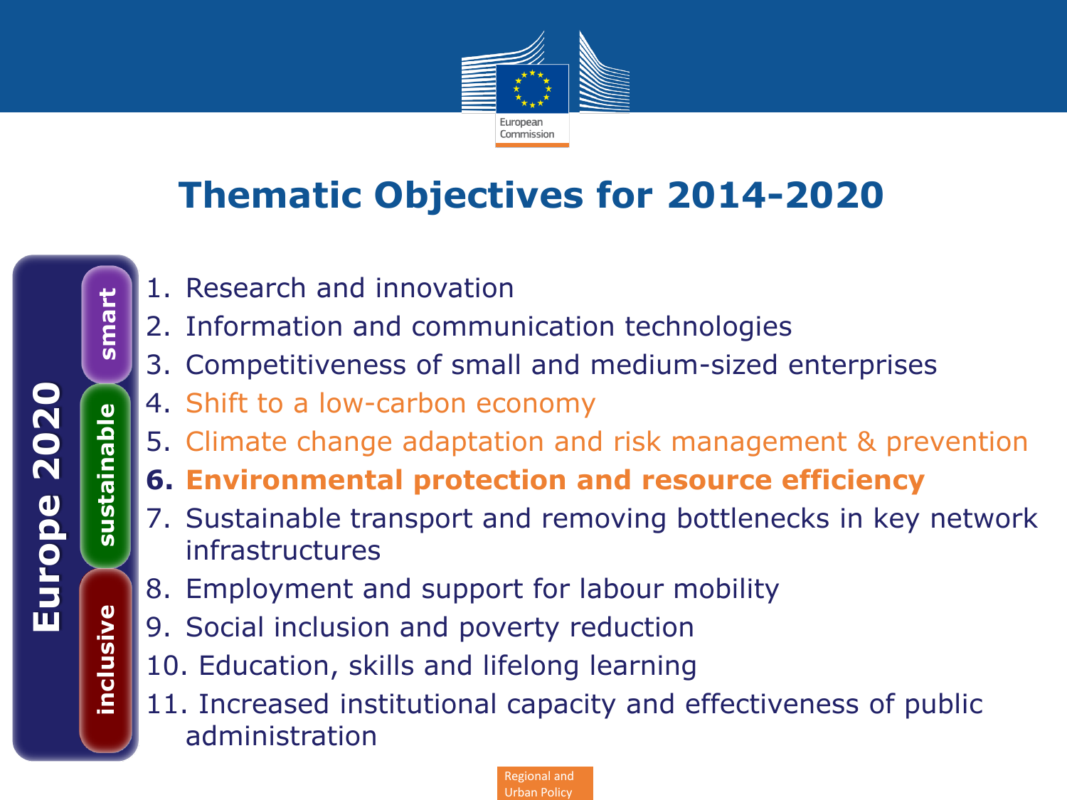# Thematic Objectives for 2014-2020

**Europe 2020**

- **smart**
- **sustainable**
- **inclusive**

1. Research and innovation
2. Information and communication technologies
3. Competitiveness of small and medium-sized enterprises
4. Shift to a low-carbon economy
5. Climate change adaptation and risk management & prevention
6. **Environmental protection and resource efficiency**
7. Sustainable transport and removing bottlenecks in key network infrastructures
8. Employment and support for labour mobility
9. Social inclusion and poverty reduction
10. Education, skills and lifelong learning
11. Increased institutional capacity and effectiveness of public administration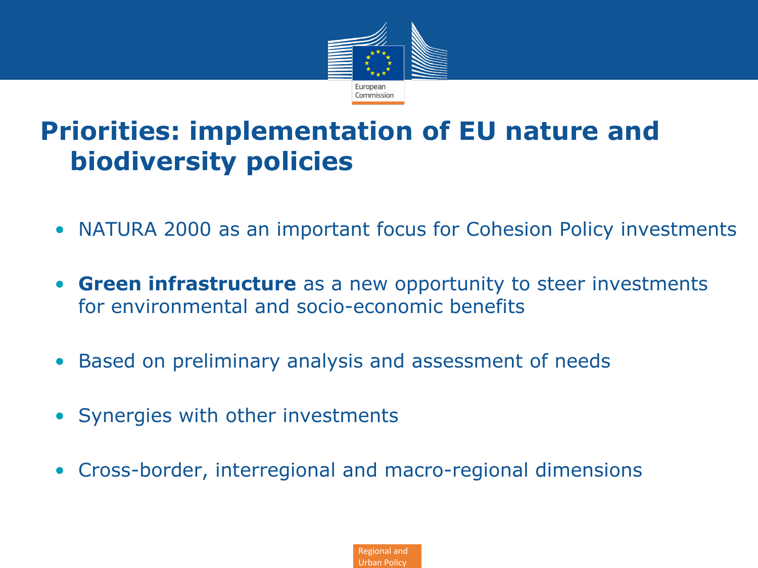# Priorities: implementation of EU nature and biodiversity policies

- NATURA 2000 as an important focus for Cohesion Policy investments
- **Green infrastructure** as a new opportunity to steer investments for environmental and socio-economic benefits
- Based on preliminary analysis and assessment of needs
- Synergies with other investments
- Cross-border, interregional and macro-regional dimensions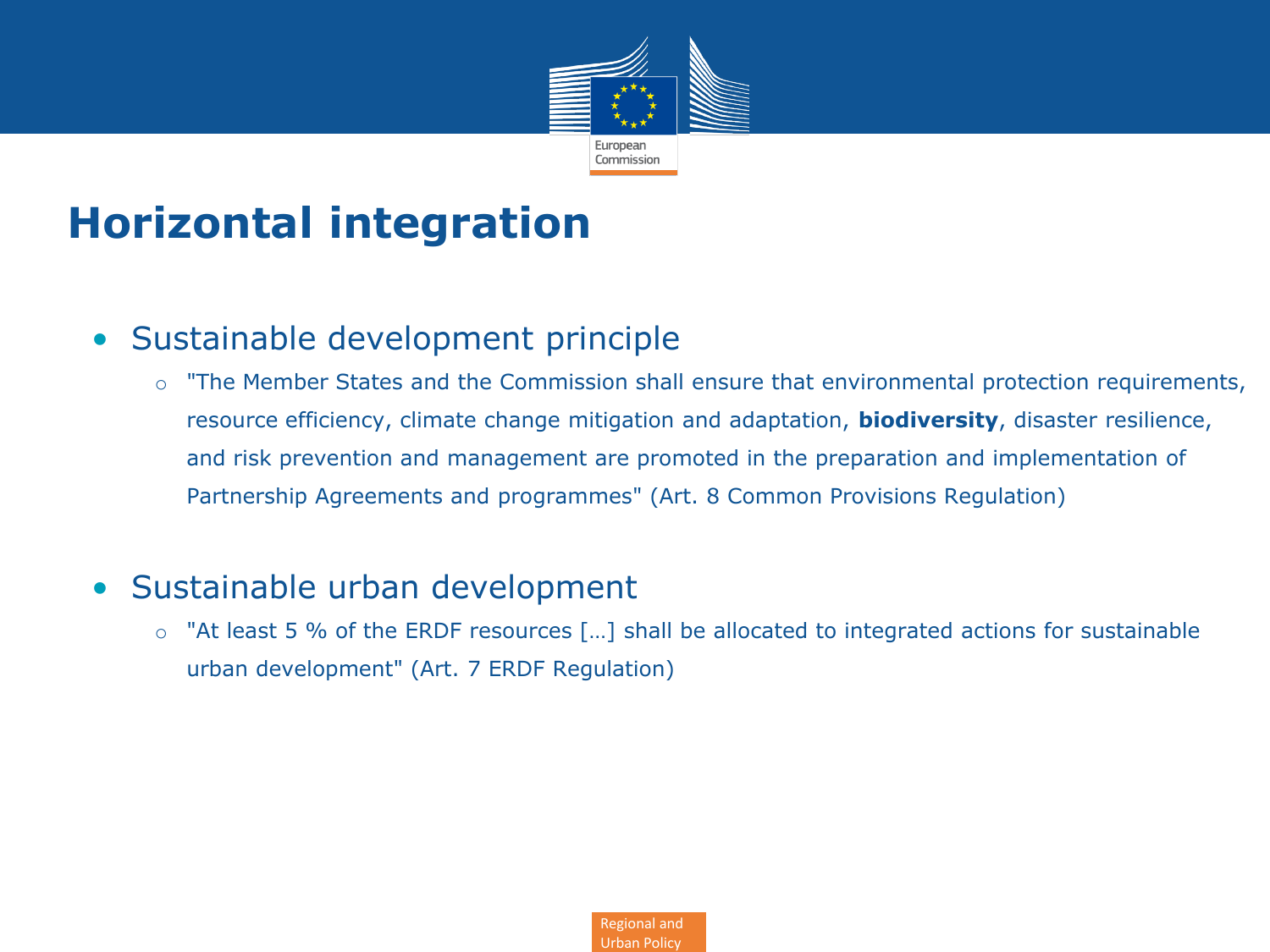# Horizontal integration

- Sustainable development principle
  - "The Member States and the Commission shall ensure that environmental protection requirements, resource efficiency, climate change mitigation and adaptation, **biodiversity**, disaster resilience, and risk prevention and management are promoted in the preparation and implementation of Partnership Agreements and programmes" (Art. 8 Common Provisions Regulation)

- Sustainable urban development
  - "At least 5 % of the ERDF resources […] shall be allocated to integrated actions for sustainable urban development" (Art. 7 ERDF Regulation)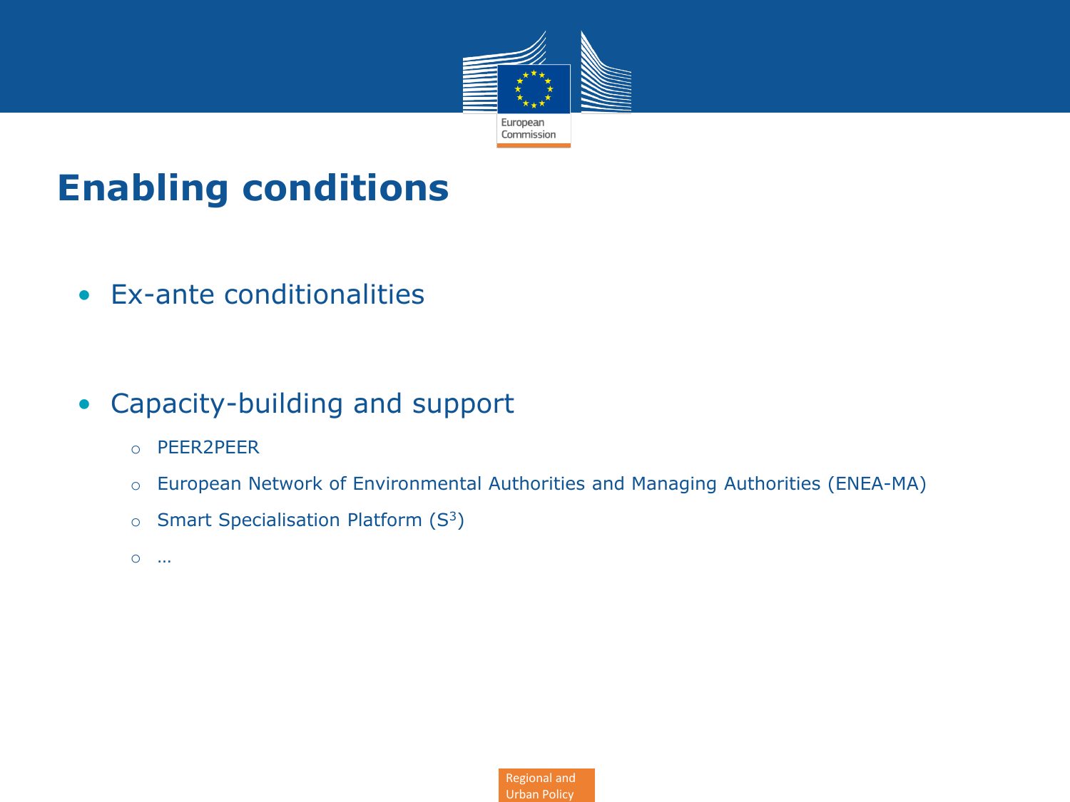# Enabling conditions

- Ex-ante conditionalities

- Capacity-building and support
  - PEER2PEER
  - European Network of Environmental Authorities and Managing Authorities (ENEA-MA)
  - Smart Specialisation Platform ($S^3$)
  - …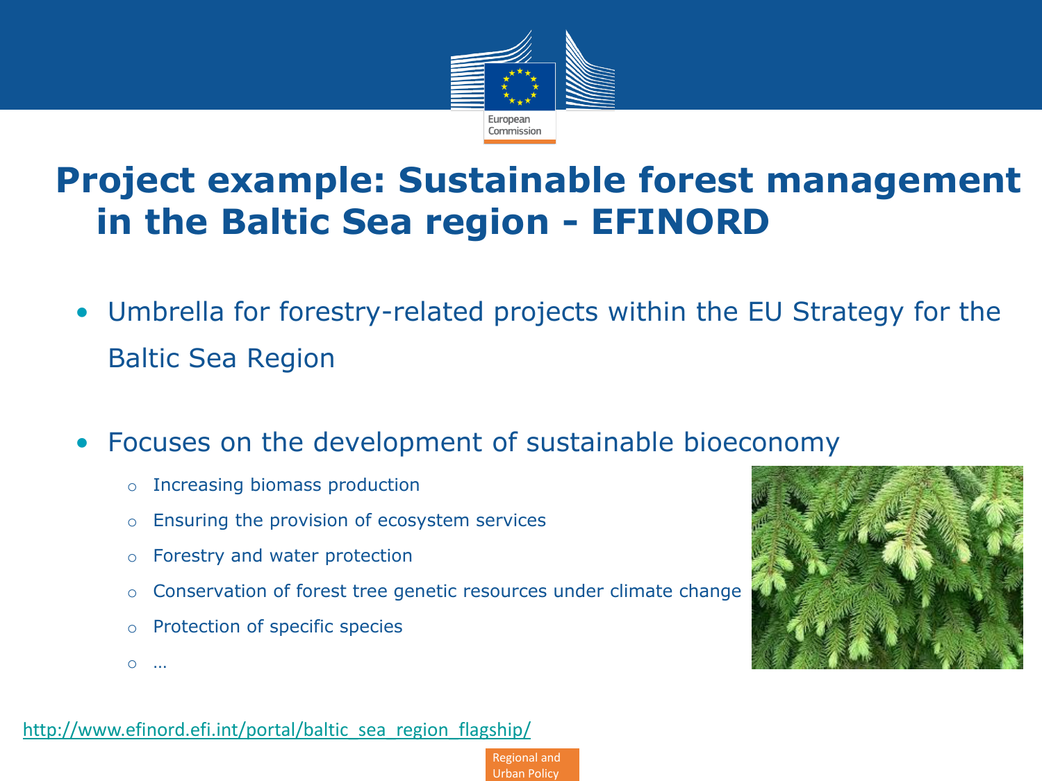# Project example: Sustainable forest management in the Baltic Sea region - EFINORD

- Umbrella for forestry-related projects within the EU Strategy for the Baltic Sea Region
- Focuses on the development of sustainable bioeconomy
  - Increasing biomass production
  - Ensuring the provision of ecosystem services
  - Forestry and water protection
  - Conservation of forest tree genetic resources under climate change
  - Protection of specific species
  - …

http://www.efinord.efi.int/portal/baltic_sea_region_flagship/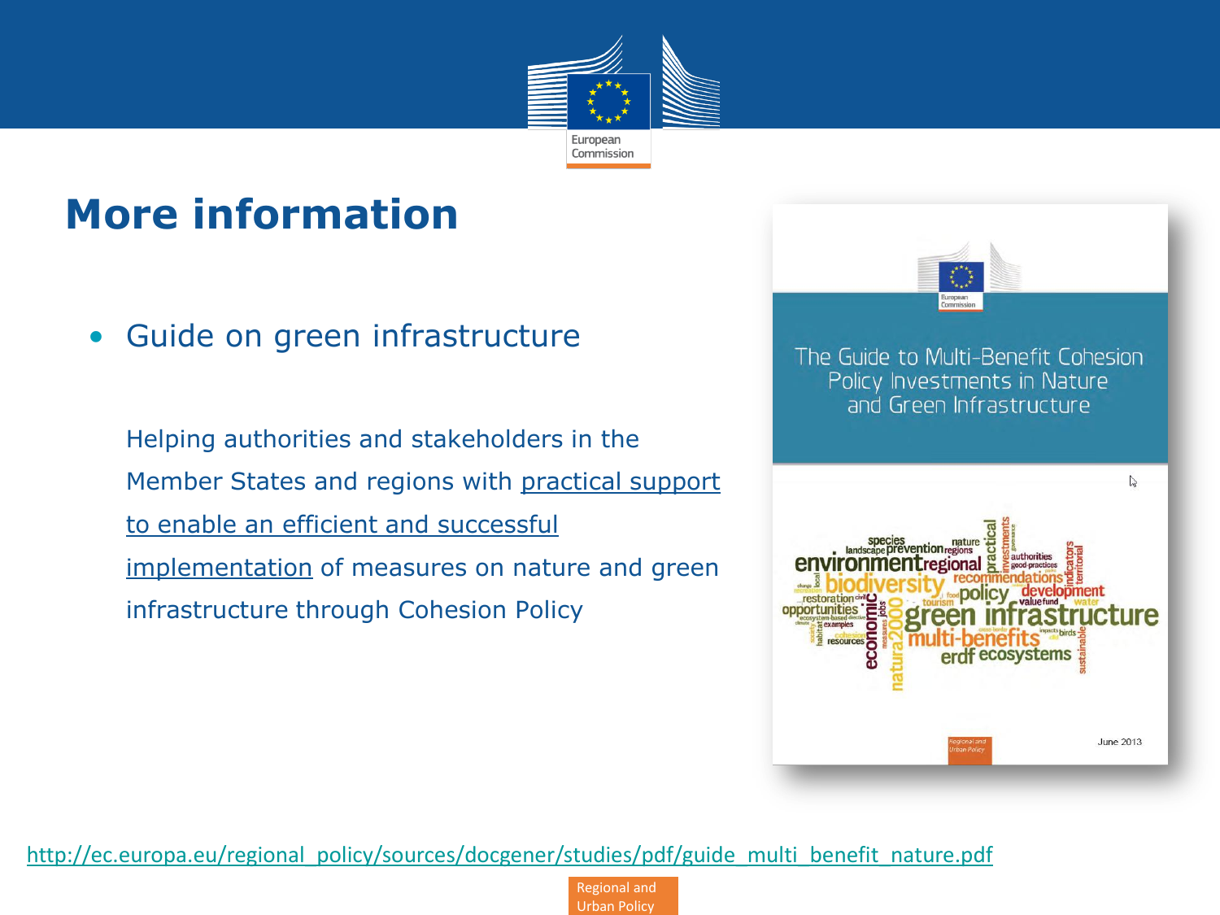# More information

- Guide on green infrastructure

  Helping authorities and stakeholders in the Member States and regions with practical support to enable an efficient and successful implementation of measures on nature and green infrastructure through Cohesion Policy

The Guide to Multi-Benefit Cohesion Policy Investments in Nature and Green Infrastructure

June 2013

http://ec.europa.eu/regional_policy/sources/docgener/studies/pdf/guide_multi_benefit_nature.pdf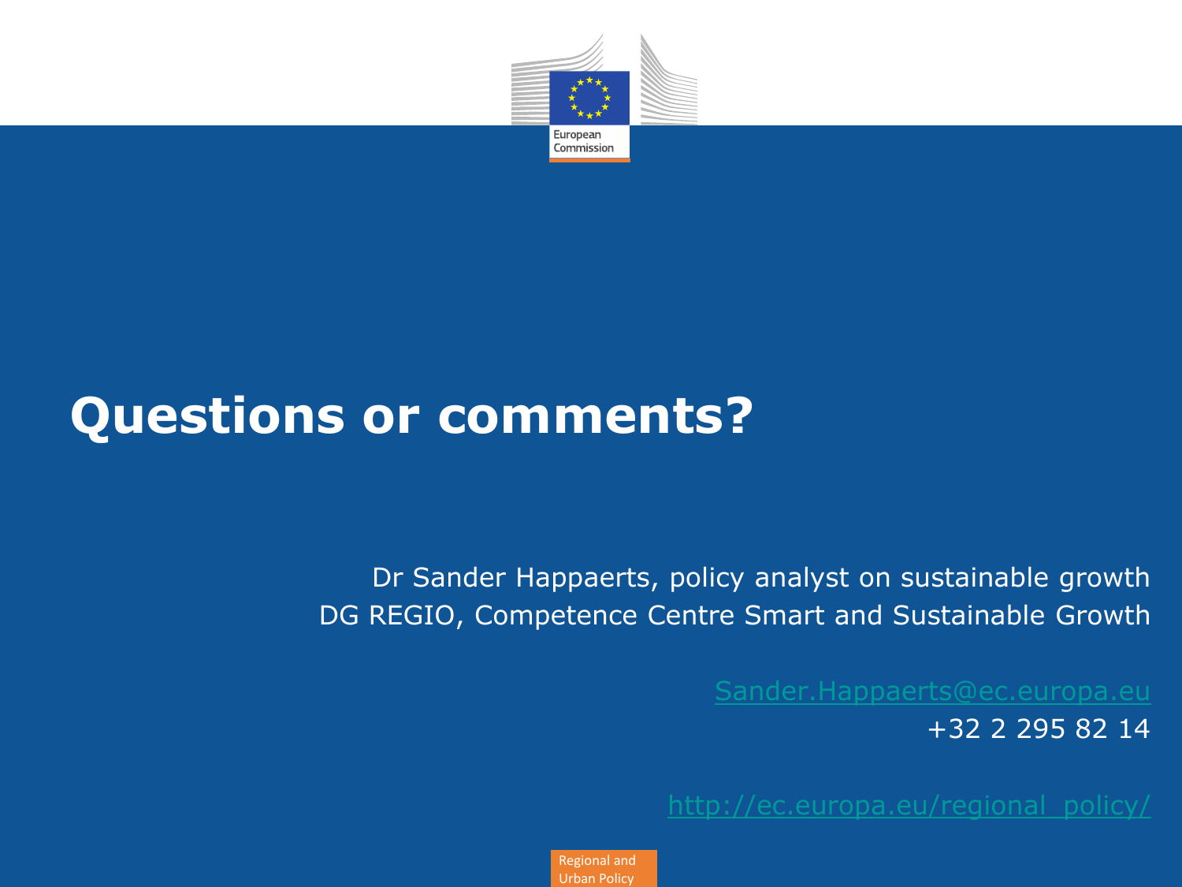# Questions or comments?

Dr Sander Happaerts, policy analyst on sustainable growth
DG REGIO, Competence Centre Smart and Sustainable Growth

Sander.Happaerts@ec.europa.eu
+32 2 295 82 14

http://ec.europa.eu/regional_policy/